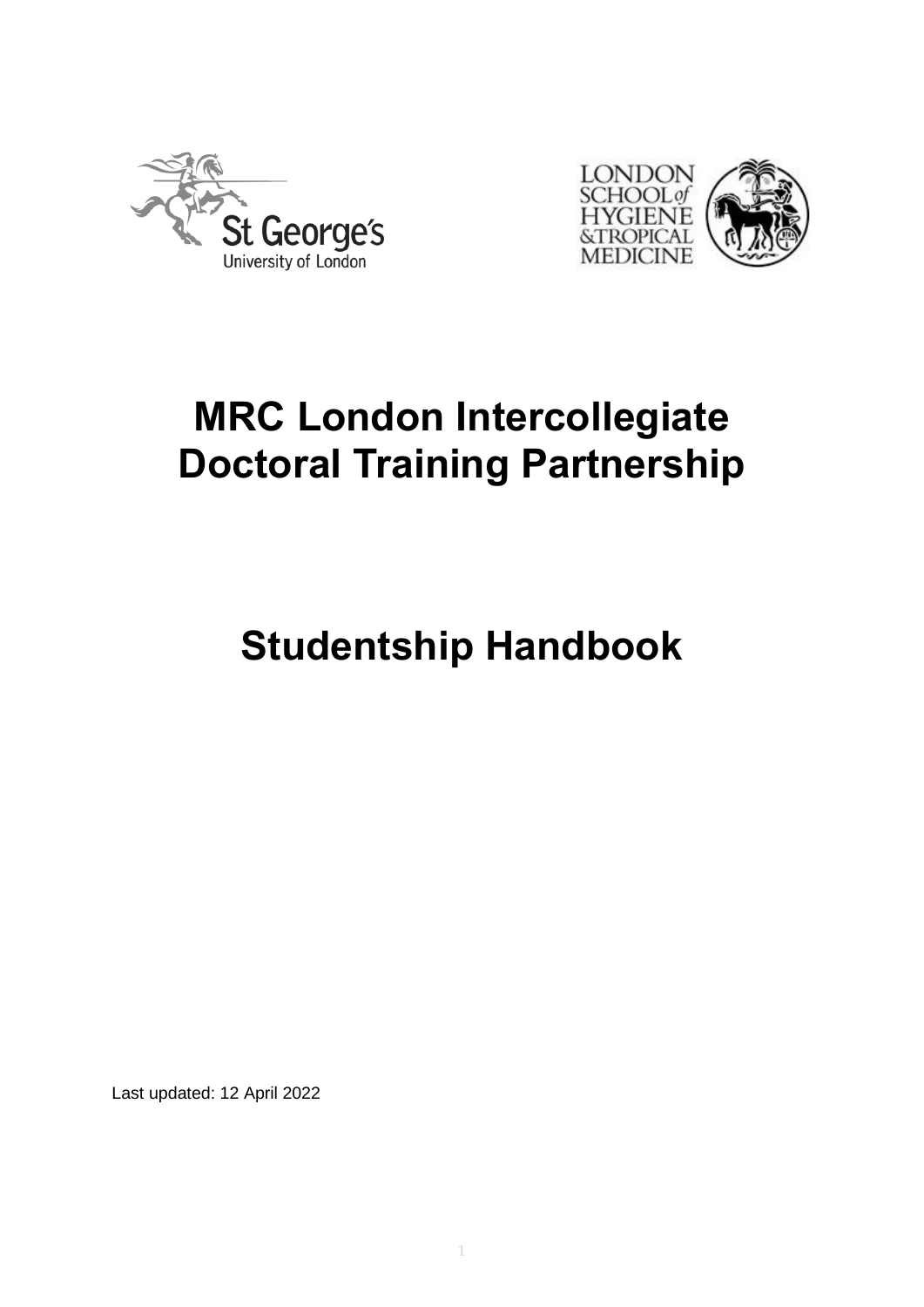# MRC London Intercollegiate Doctoral Training Partnership

# Studentship Handbook

Last updated: 12 April 2022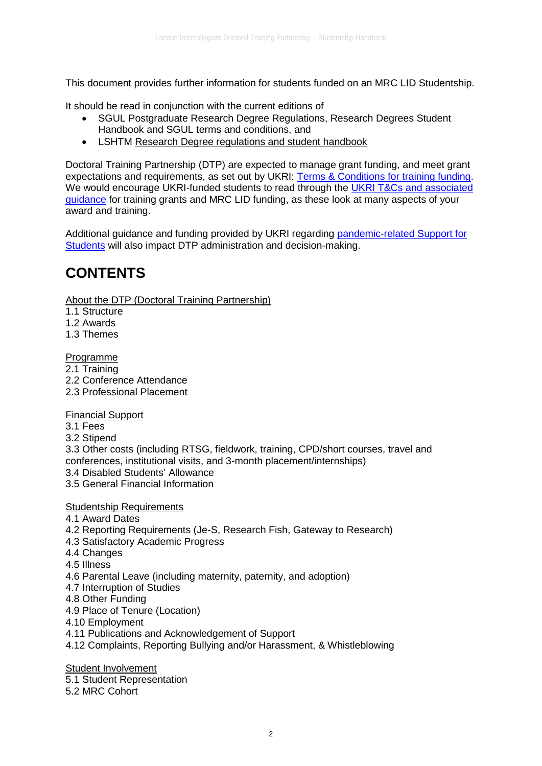This document provides further information for students funded on an MRC LID Studentship.

It should be read in conjunction with the current editions of

- SGUL Postgraduate Research Degree Regulations, Research Degrees Student Handbook and SGUL terms and conditions, and
- LSHTM Research Degree regulations and student handbook

Doctoral Training Partnership (DTP) are expected to manage grant funding, and meet grant expectations and requirements, as set out by UKRI: Terms & Conditions for training funding. We would encourage UKRI-funded students to read through the UKRI T&Cs and associated guidance for training grants and MRC LID funding, as these look at many aspects of your award and training.

Additional guidance and funding provided by UKRI regarding pandemic-related Support for Students will also impact DTP administration and decision-making.

# CONTENTS

About the DTP (Doctoral Training Partnership)
1.1 Structure
1.2 Awards
1.3 Themes

Programme
2.1 Training
2.2 Conference Attendance
2.3 Professional Placement

Financial Support
3.1 Fees
3.2 Stipend
3.3 Other costs (including RTSG, fieldwork, training, CPD/short courses, travel and conferences, institutional visits, and 3-month placement/internships)
3.4 Disabled Students' Allowance
3.5 General Financial Information

Studentship Requirements
4.1 Award Dates
4.2 Reporting Requirements (Je-S, Research Fish, Gateway to Research)
4.3 Satisfactory Academic Progress
4.4 Changes
4.5 Illness
4.6 Parental Leave (including maternity, paternity, and adoption)
4.7 Interruption of Studies
4.8 Other Funding
4.9 Place of Tenure (Location)
4.10 Employment
4.11 Publications and Acknowledgement of Support
4.12 Complaints, Reporting Bullying and/or Harassment, & Whistleblowing

Student Involvement
5.1 Student Representation
5.2 MRC Cohort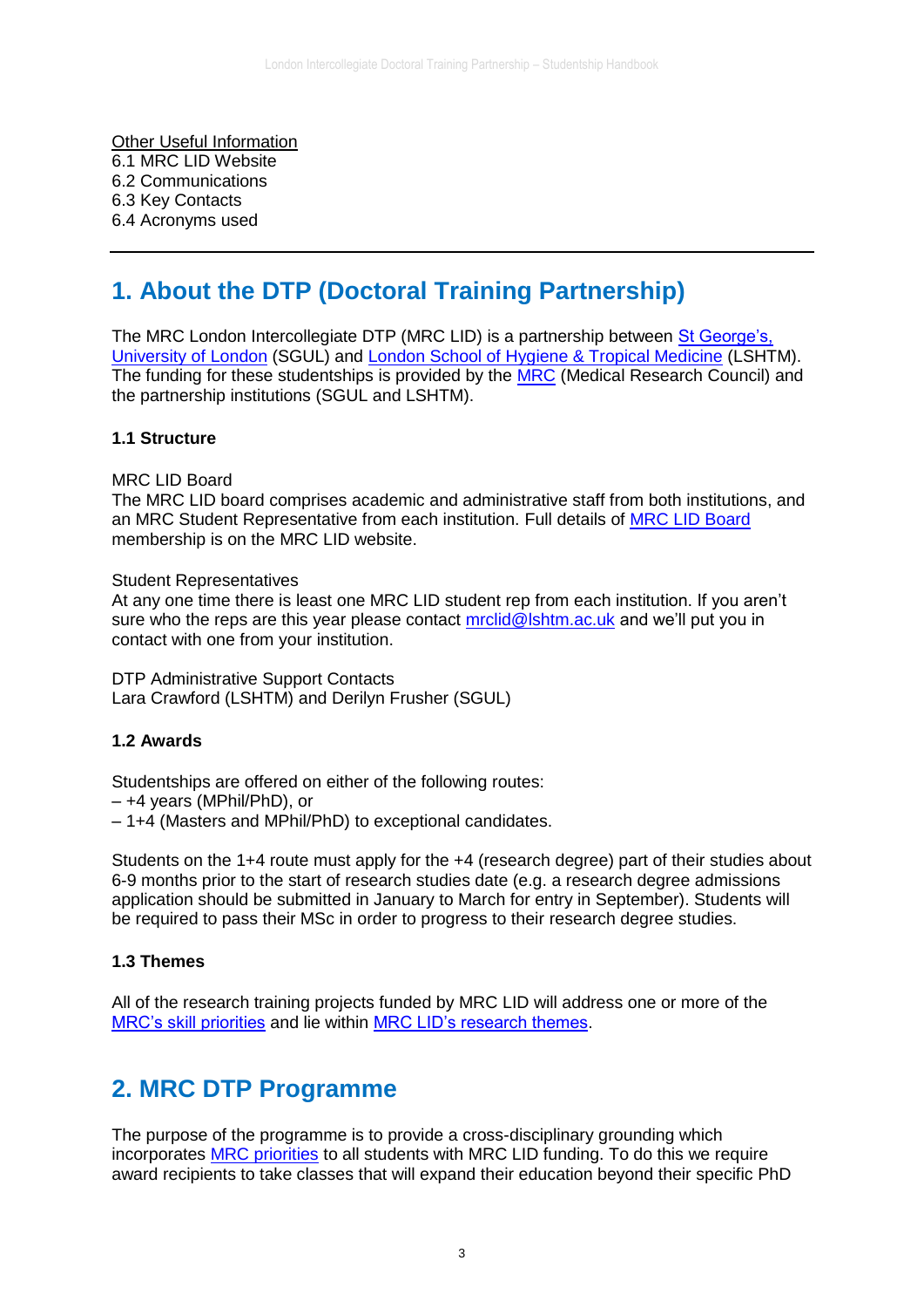Other Useful Information
6.1 MRC LID Website
6.2 Communications
6.3 Key Contacts
6.4 Acronyms used

---

# 1. About the DTP (Doctoral Training Partnership)

The MRC London Intercollegiate DTP (MRC LID) is a partnership between St George's, University of London (SGUL) and London School of Hygiene & Tropical Medicine (LSHTM). The funding for these studentships is provided by the MRC (Medical Research Council) and the partnership institutions (SGUL and LSHTM).

### 1.1 Structure

MRC LID Board
The MRC LID board comprises academic and administrative staff from both institutions, and an MRC Student Representative from each institution. Full details of MRC LID Board membership is on the MRC LID website.

Student Representatives
At any one time there is least one MRC LID student rep from each institution. If you aren't sure who the reps are this year please contact mrclid@lshtm.ac.uk and we'll put you in contact with one from your institution.

DTP Administrative Support Contacts
Lara Crawford (LSHTM) and Derilyn Frusher (SGUL)

### 1.2 Awards

Studentships are offered on either of the following routes:
– +4 years (MPhil/PhD), or
– 1+4 (Masters and MPhil/PhD) to exceptional candidates.

Students on the 1+4 route must apply for the +4 (research degree) part of their studies about 6-9 months prior to the start of research studies date (e.g. a research degree admissions application should be submitted in January to March for entry in September). Students will be required to pass their MSc in order to progress to their research degree studies.

### 1.3 Themes

All of the research training projects funded by MRC LID will address one or more of the MRC's skill priorities and lie within MRC LID's research themes.

# 2. MRC DTP Programme

The purpose of the programme is to provide a cross-disciplinary grounding which incorporates MRC priorities to all students with MRC LID funding. To do this we require award recipients to take classes that will expand their education beyond their specific PhD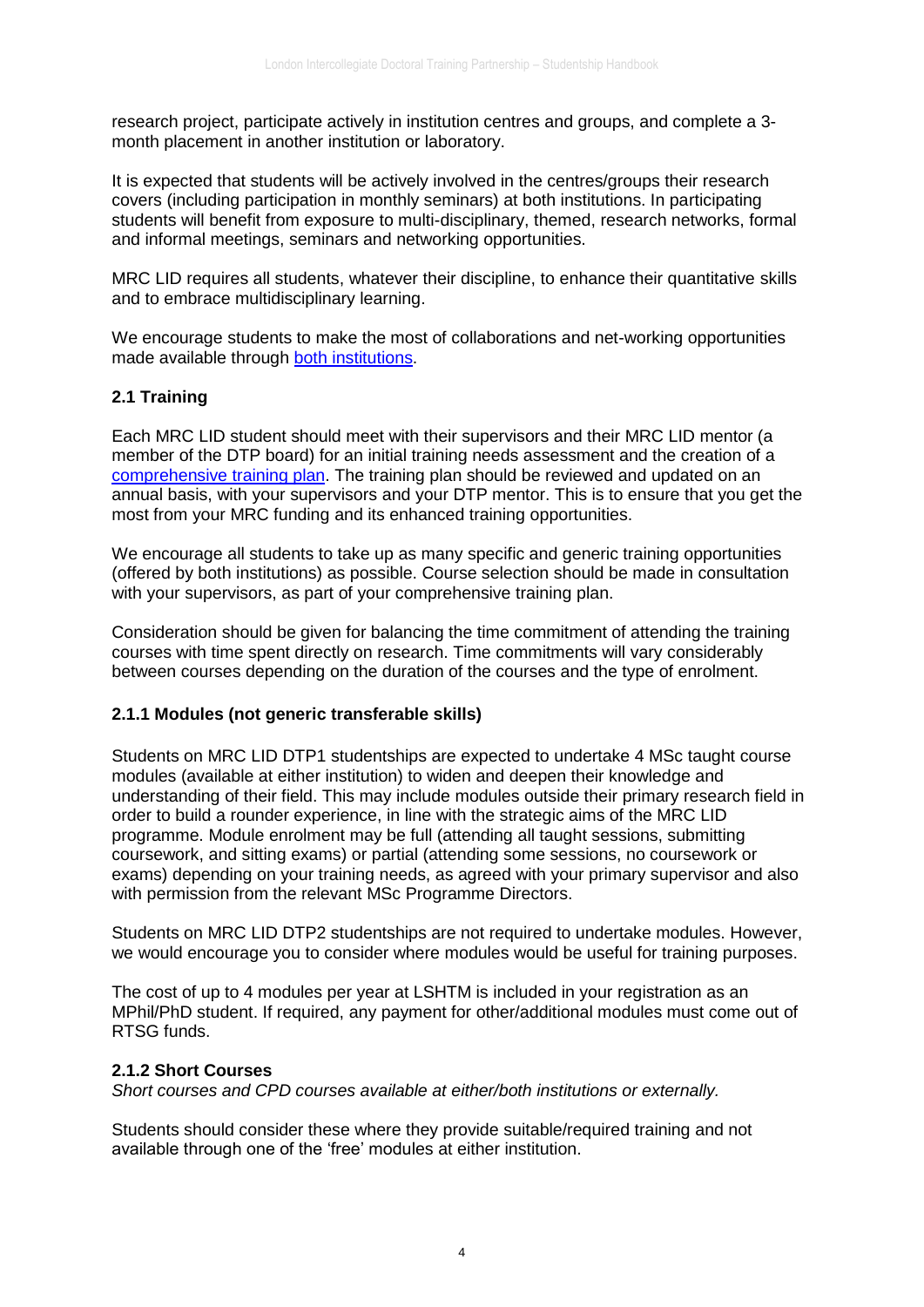research project, participate actively in institution centres and groups, and complete a 3-month placement in another institution or laboratory.

It is expected that students will be actively involved in the centres/groups their research covers (including participation in monthly seminars) at both institutions. In participating students will benefit from exposure to multi-disciplinary, themed, research networks, formal and informal meetings, seminars and networking opportunities.

MRC LID requires all students, whatever their discipline, to enhance their quantitative skills and to embrace multidisciplinary learning.

We encourage students to make the most of collaborations and net-working opportunities made available through both institutions.

### 2.1 Training

Each MRC LID student should meet with their supervisors and their MRC LID mentor (a member of the DTP board) for an initial training needs assessment and the creation of a comprehensive training plan. The training plan should be reviewed and updated on an annual basis, with your supervisors and your DTP mentor. This is to ensure that you get the most from your MRC funding and its enhanced training opportunities.

We encourage all students to take up as many specific and generic training opportunities (offered by both institutions) as possible. Course selection should be made in consultation with your supervisors, as part of your comprehensive training plan.

Consideration should be given for balancing the time commitment of attending the training courses with time spent directly on research. Time commitments will vary considerably between courses depending on the duration of the courses and the type of enrolment.

#### 2.1.1 Modules (not generic transferable skills)

Students on MRC LID DTP1 studentships are expected to undertake 4 MSc taught course modules (available at either institution) to widen and deepen their knowledge and understanding of their field. This may include modules outside their primary research field in order to build a rounder experience, in line with the strategic aims of the MRC LID programme. Module enrolment may be full (attending all taught sessions, submitting coursework, and sitting exams) or partial (attending some sessions, no coursework or exams) depending on your training needs, as agreed with your primary supervisor and also with permission from the relevant MSc Programme Directors.

Students on MRC LID DTP2 studentships are not required to undertake modules. However, we would encourage you to consider where modules would be useful for training purposes.

The cost of up to 4 modules per year at LSHTM is included in your registration as an MPhil/PhD student. If required, any payment for other/additional modules must come out of RTSG funds.

#### 2.1.2 Short Courses

*Short courses and CPD courses available at either/both institutions or externally.*

Students should consider these where they provide suitable/required training and not available through one of the 'free' modules at either institution.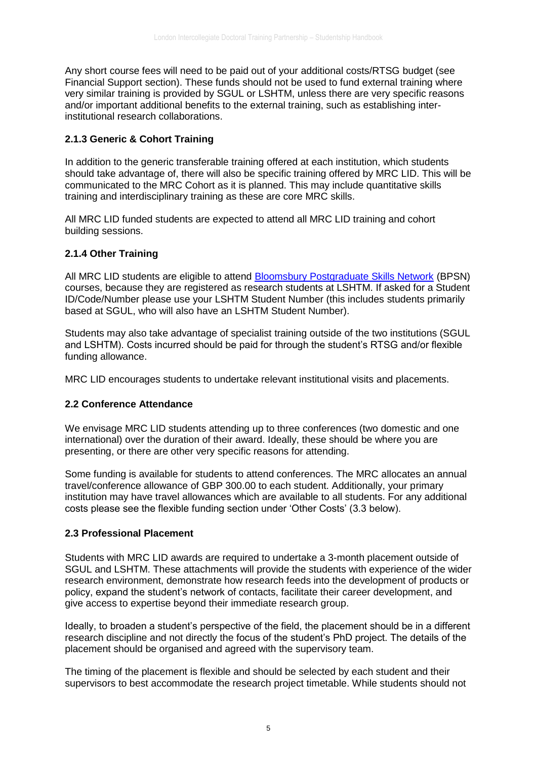Any short course fees will need to be paid out of your additional costs/RTSG budget (see Financial Support section). These funds should not be used to fund external training where very similar training is provided by SGUL or LSHTM, unless there are very specific reasons and/or important additional benefits to the external training, such as establishing inter-institutional research collaborations.

### 2.1.3 Generic & Cohort Training

In addition to the generic transferable training offered at each institution, which students should take advantage of, there will also be specific training offered by MRC LID. This will be communicated to the MRC Cohort as it is planned. This may include quantitative skills training and interdisciplinary training as these are core MRC skills.

All MRC LID funded students are expected to attend all MRC LID training and cohort building sessions.

### 2.1.4 Other Training

All MRC LID students are eligible to attend Bloomsbury Postgraduate Skills Network (BPSN) courses, because they are registered as research students at LSHTM. If asked for a Student ID/Code/Number please use your LSHTM Student Number (this includes students primarily based at SGUL, who will also have an LSHTM Student Number).

Students may also take advantage of specialist training outside of the two institutions (SGUL and LSHTM). Costs incurred should be paid for through the student's RTSG and/or flexible funding allowance.

MRC LID encourages students to undertake relevant institutional visits and placements.

## 2.2 Conference Attendance

We envisage MRC LID students attending up to three conferences (two domestic and one international) over the duration of their award. Ideally, these should be where you are presenting, or there are other very specific reasons for attending.

Some funding is available for students to attend conferences. The MRC allocates an annual travel/conference allowance of GBP 300.00 to each student. Additionally, your primary institution may have travel allowances which are available to all students. For any additional costs please see the flexible funding section under 'Other Costs' (3.3 below).

## 2.3 Professional Placement

Students with MRC LID awards are required to undertake a 3-month placement outside of SGUL and LSHTM. These attachments will provide the students with experience of the wider research environment, demonstrate how research feeds into the development of products or policy, expand the student's network of contacts, facilitate their career development, and give access to expertise beyond their immediate research group.

Ideally, to broaden a student's perspective of the field, the placement should be in a different research discipline and not directly the focus of the student's PhD project. The details of the placement should be organised and agreed with the supervisory team.

The timing of the placement is flexible and should be selected by each student and their supervisors to best accommodate the research project timetable. While students should not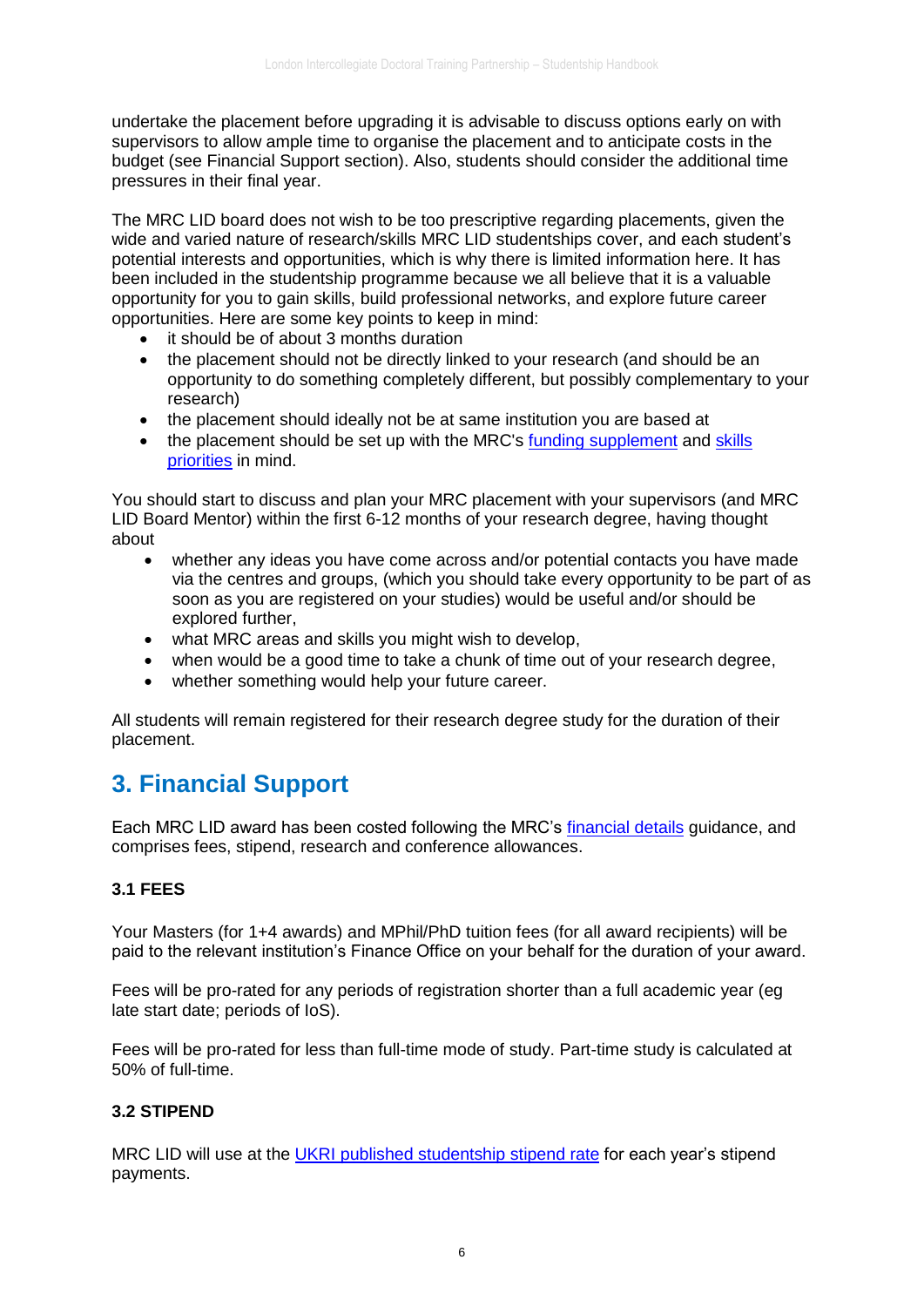undertake the placement before upgrading it is advisable to discuss options early on with supervisors to allow ample time to organise the placement and to anticipate costs in the budget (see Financial Support section). Also, students should consider the additional time pressures in their final year.

The MRC LID board does not wish to be too prescriptive regarding placements, given the wide and varied nature of research/skills MRC LID studentships cover, and each student's potential interests and opportunities, which is why there is limited information here. It has been included in the studentship programme because we all believe that it is a valuable opportunity for you to gain skills, build professional networks, and explore future career opportunities. Here are some key points to keep in mind:

- it should be of about 3 months duration
- the placement should not be directly linked to your research (and should be an opportunity to do something completely different, but possibly complementary to your research)
- the placement should ideally not be at same institution you are based at
- the placement should be set up with the MRC's funding supplement and skills priorities in mind.

You should start to discuss and plan your MRC placement with your supervisors (and MRC LID Board Mentor) within the first 6-12 months of your research degree, having thought about

- whether any ideas you have come across and/or potential contacts you have made via the centres and groups, (which you should take every opportunity to be part of as soon as you are registered on your studies) would be useful and/or should be explored further,
- what MRC areas and skills you might wish to develop,
- when would be a good time to take a chunk of time out of your research degree,
- whether something would help your future career.

All students will remain registered for their research degree study for the duration of their placement.

## 3. Financial Support

Each MRC LID award has been costed following the MRC's financial details guidance, and comprises fees, stipend, research and conference allowances.

### 3.1 FEES

Your Masters (for 1+4 awards) and MPhil/PhD tuition fees (for all award recipients) will be paid to the relevant institution's Finance Office on your behalf for the duration of your award.

Fees will be pro-rated for any periods of registration shorter than a full academic year (eg late start date; periods of IoS).

Fees will be pro-rated for less than full-time mode of study. Part-time study is calculated at 50% of full-time.

### 3.2 STIPEND

MRC LID will use at the UKRI published studentship stipend rate for each year's stipend payments.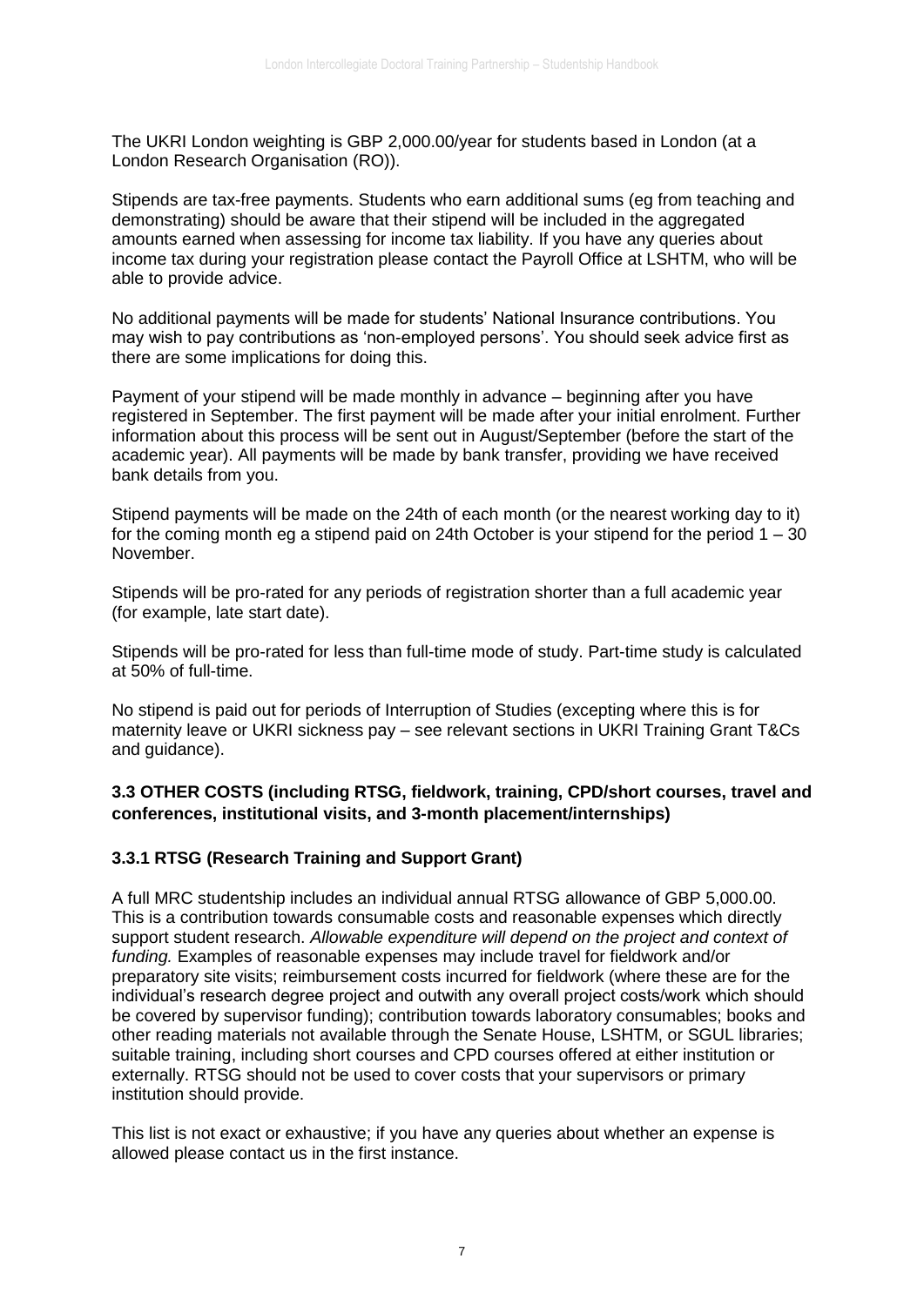The UKRI London weighting is GBP 2,000.00/year for students based in London (at a London Research Organisation (RO)).

Stipends are tax-free payments. Students who earn additional sums (eg from teaching and demonstrating) should be aware that their stipend will be included in the aggregated amounts earned when assessing for income tax liability. If you have any queries about income tax during your registration please contact the Payroll Office at LSHTM, who will be able to provide advice.

No additional payments will be made for students' National Insurance contributions. You may wish to pay contributions as 'non-employed persons'. You should seek advice first as there are some implications for doing this.

Payment of your stipend will be made monthly in advance – beginning after you have registered in September. The first payment will be made after your initial enrolment. Further information about this process will be sent out in August/September (before the start of the academic year). All payments will be made by bank transfer, providing we have received bank details from you.

Stipend payments will be made on the 24th of each month (or the nearest working day to it) for the coming month eg a stipend paid on 24th October is your stipend for the period 1 – 30 November.

Stipends will be pro-rated for any periods of registration shorter than a full academic year (for example, late start date).

Stipends will be pro-rated for less than full-time mode of study. Part-time study is calculated at 50% of full-time.

No stipend is paid out for periods of Interruption of Studies (excepting where this is for maternity leave or UKRI sickness pay – see relevant sections in UKRI Training Grant T&Cs and guidance).

### 3.3 OTHER COSTS (including RTSG, fieldwork, training, CPD/short courses, travel and conferences, institutional visits, and 3-month placement/internships)

#### 3.3.1 RTSG (Research Training and Support Grant)

A full MRC studentship includes an individual annual RTSG allowance of GBP 5,000.00. This is a contribution towards consumable costs and reasonable expenses which directly support student research. *Allowable expenditure will depend on the project and context of funding.* Examples of reasonable expenses may include travel for fieldwork and/or preparatory site visits; reimbursement costs incurred for fieldwork (where these are for the individual's research degree project and outwith any overall project costs/work which should be covered by supervisor funding); contribution towards laboratory consumables; books and other reading materials not available through the Senate House, LSHTM, or SGUL libraries; suitable training, including short courses and CPD courses offered at either institution or externally. RTSG should not be used to cover costs that your supervisors or primary institution should provide.

This list is not exact or exhaustive; if you have any queries about whether an expense is allowed please contact us in the first instance.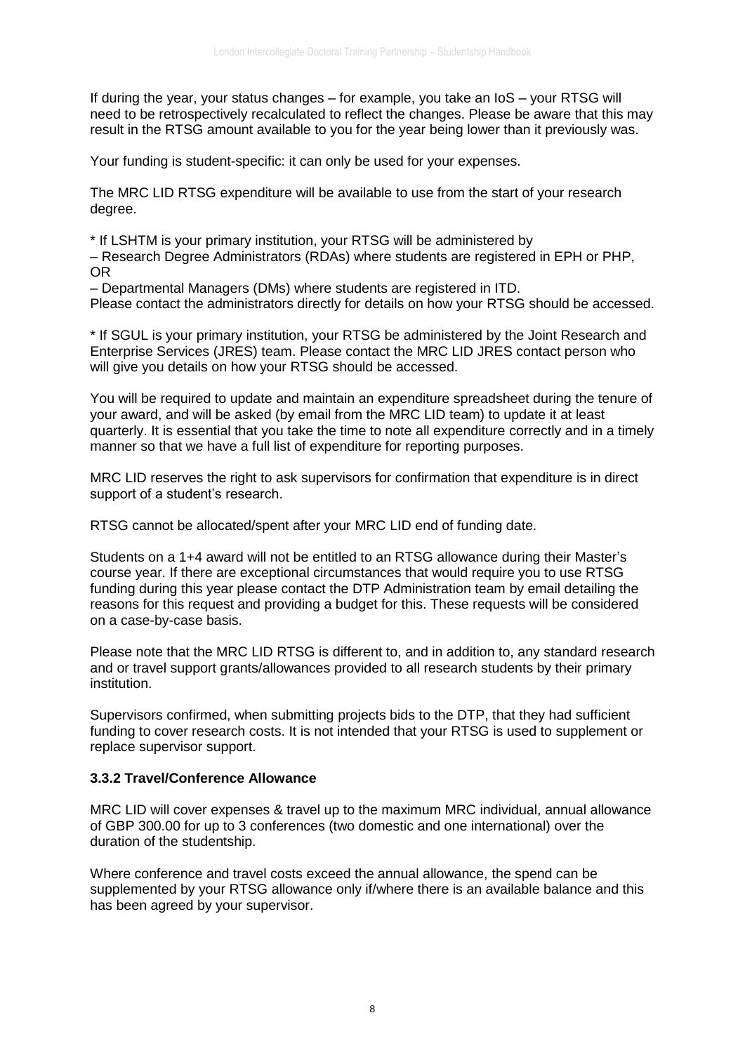If during the year, your status changes – for example, you take an IoS – your RTSG will need to be retrospectively recalculated to reflect the changes. Please be aware that this may result in the RTSG amount available to you for the year being lower than it previously was.

Your funding is student-specific: it can only be used for your expenses.

The MRC LID RTSG expenditure will be available to use from the start of your research degree.

* If LSHTM is your primary institution, your RTSG will be administered by
– Research Degree Administrators (RDAs) where students are registered in EPH or PHP, OR
– Departmental Managers (DMs) where students are registered in ITD.
Please contact the administrators directly for details on how your RTSG should be accessed.

* If SGUL is your primary institution, your RTSG be administered by the Joint Research and Enterprise Services (JRES) team. Please contact the MRC LID JRES contact person who will give you details on how your RTSG should be accessed.

You will be required to update and maintain an expenditure spreadsheet during the tenure of your award, and will be asked (by email from the MRC LID team) to update it at least quarterly. It is essential that you take the time to note all expenditure correctly and in a timely manner so that we have a full list of expenditure for reporting purposes.

MRC LID reserves the right to ask supervisors for confirmation that expenditure is in direct support of a student's research.

RTSG cannot be allocated/spent after your MRC LID end of funding date.

Students on a 1+4 award will not be entitled to an RTSG allowance during their Master's course year. If there are exceptional circumstances that would require you to use RTSG funding during this year please contact the DTP Administration team by email detailing the reasons for this request and providing a budget for this. These requests will be considered on a case-by-case basis.

Please note that the MRC LID RTSG is different to, and in addition to, any standard research and or travel support grants/allowances provided to all research students by their primary institution.

Supervisors confirmed, when submitting projects bids to the DTP, that they had sufficient funding to cover research costs. It is not intended that your RTSG is used to supplement or replace supervisor support.

### 3.3.2 Travel/Conference Allowance

MRC LID will cover expenses & travel up to the maximum MRC individual, annual allowance of GBP 300.00 for up to 3 conferences (two domestic and one international) over the duration of the studentship.

Where conference and travel costs exceed the annual allowance, the spend can be supplemented by your RTSG allowance only if/where there is an available balance and this has been agreed by your supervisor.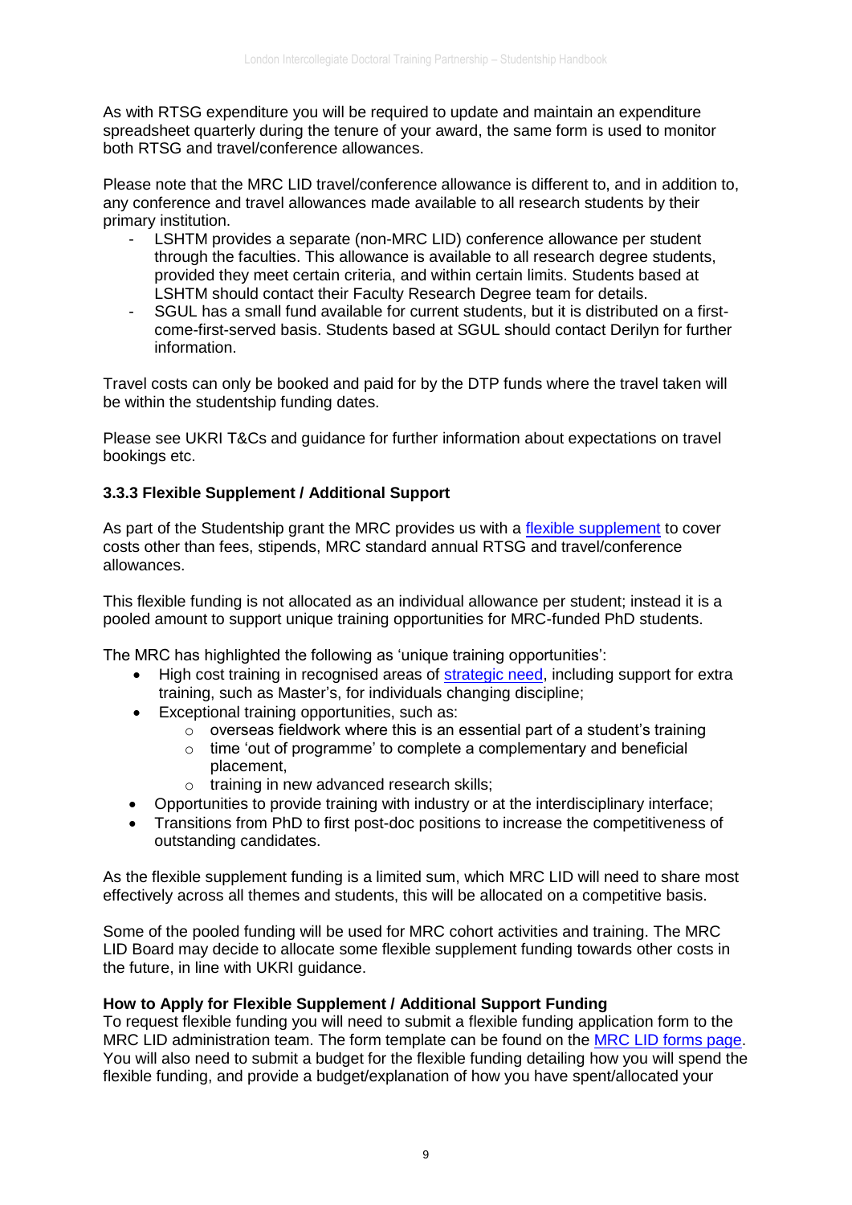As with RTSG expenditure you will be required to update and maintain an expenditure spreadsheet quarterly during the tenure of your award, the same form is used to monitor both RTSG and travel/conference allowances.

Please note that the MRC LID travel/conference allowance is different to, and in addition to, any conference and travel allowances made available to all research students by their primary institution.

- LSHTM provides a separate (non-MRC LID) conference allowance per student through the faculties. This allowance is available to all research degree students, provided they meet certain criteria, and within certain limits. Students based at LSHTM should contact their Faculty Research Degree team for details.
- SGUL has a small fund available for current students, but it is distributed on a first-come-first-served basis. Students based at SGUL should contact Derilyn for further information.

Travel costs can only be booked and paid for by the DTP funds where the travel taken will be within the studentship funding dates.

Please see UKRI T&Cs and guidance for further information about expectations on travel bookings etc.

### 3.3.3 Flexible Supplement / Additional Support

As part of the Studentship grant the MRC provides us with a [flexible supplement]() to cover costs other than fees, stipends, MRC standard annual RTSG and travel/conference allowances.

This flexible funding is not allocated as an individual allowance per student; instead it is a pooled amount to support unique training opportunities for MRC-funded PhD students.

The MRC has highlighted the following as 'unique training opportunities':

- High cost training in recognised areas of [strategic need](), including support for extra training, such as Master's, for individuals changing discipline;
- Exceptional training opportunities, such as:
  - overseas fieldwork where this is an essential part of a student's training
  - time 'out of programme' to complete a complementary and beneficial placement,
  - training in new advanced research skills;
- Opportunities to provide training with industry or at the interdisciplinary interface;
- Transitions from PhD to first post-doc positions to increase the competitiveness of outstanding candidates.

As the flexible supplement funding is a limited sum, which MRC LID will need to share most effectively across all themes and students, this will be allocated on a competitive basis.

Some of the pooled funding will be used for MRC cohort activities and training. The MRC LID Board may decide to allocate some flexible supplement funding towards other costs in the future, in line with UKRI guidance.

**How to Apply for Flexible Supplement / Additional Support Funding**

To request flexible funding you will need to submit a flexible funding application form to the MRC LID administration team. The form template can be found on the [MRC LID forms page](). You will also need to submit a budget for the flexible funding detailing how you will spend the flexible funding, and provide a budget/explanation of how you have spent/allocated your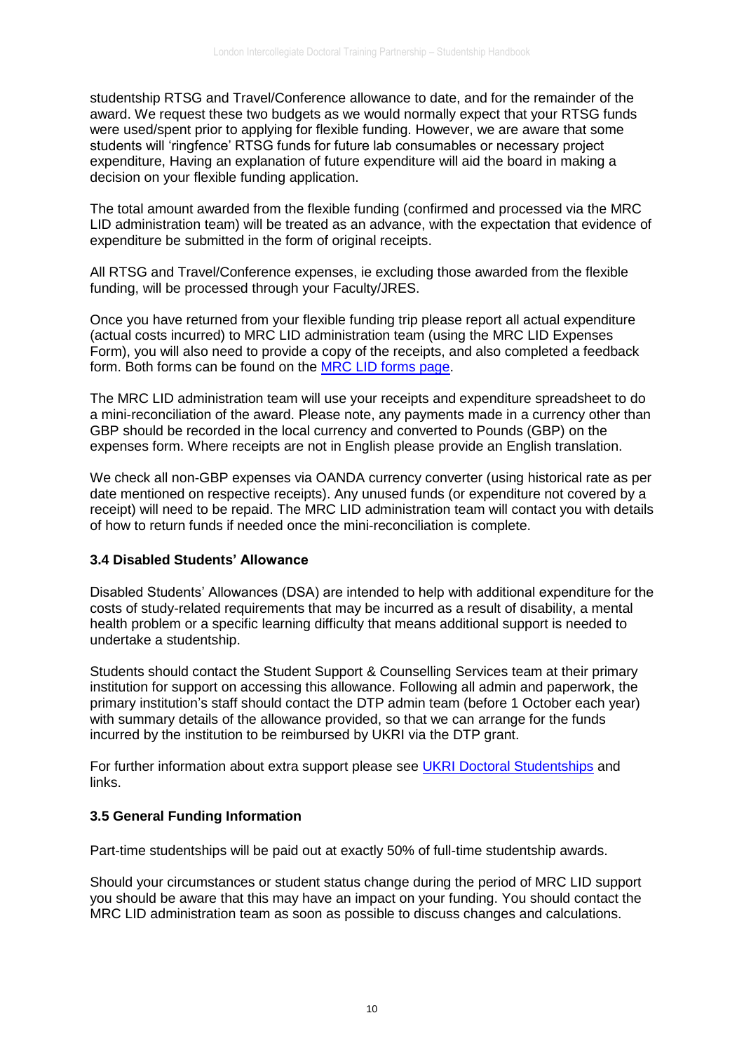studentship RTSG and Travel/Conference allowance to date, and for the remainder of the award. We request these two budgets as we would normally expect that your RTSG funds were used/spent prior to applying for flexible funding. However, we are aware that some students will 'ringfence' RTSG funds for future lab consumables or necessary project expenditure, Having an explanation of future expenditure will aid the board in making a decision on your flexible funding application.

The total amount awarded from the flexible funding (confirmed and processed via the MRC LID administration team) will be treated as an advance, with the expectation that evidence of expenditure be submitted in the form of original receipts.

All RTSG and Travel/Conference expenses, ie excluding those awarded from the flexible funding, will be processed through your Faculty/JRES.

Once you have returned from your flexible funding trip please report all actual expenditure (actual costs incurred) to MRC LID administration team (using the MRC LID Expenses Form), you will also need to provide a copy of the receipts, and also completed a feedback form. Both forms can be found on the MRC LID forms page.

The MRC LID administration team will use your receipts and expenditure spreadsheet to do a mini-reconciliation of the award. Please note, any payments made in a currency other than GBP should be recorded in the local currency and converted to Pounds (GBP) on the expenses form. Where receipts are not in English please provide an English translation.

We check all non-GBP expenses via OANDA currency converter (using historical rate as per date mentioned on respective receipts). Any unused funds (or expenditure not covered by a receipt) will need to be repaid. The MRC LID administration team will contact you with details of how to return funds if needed once the mini-reconciliation is complete.

### 3.4 Disabled Students' Allowance

Disabled Students' Allowances (DSA) are intended to help with additional expenditure for the costs of study-related requirements that may be incurred as a result of disability, a mental health problem or a specific learning difficulty that means additional support is needed to undertake a studentship.

Students should contact the Student Support & Counselling Services team at their primary institution for support on accessing this allowance. Following all admin and paperwork, the primary institution's staff should contact the DTP admin team (before 1 October each year) with summary details of the allowance provided, so that we can arrange for the funds incurred by the institution to be reimbursed by UKRI via the DTP grant.

For further information about extra support please see UKRI Doctoral Studentships and links.

### 3.5 General Funding Information

Part-time studentships will be paid out at exactly 50% of full-time studentship awards.

Should your circumstances or student status change during the period of MRC LID support you should be aware that this may have an impact on your funding. You should contact the MRC LID administration team as soon as possible to discuss changes and calculations.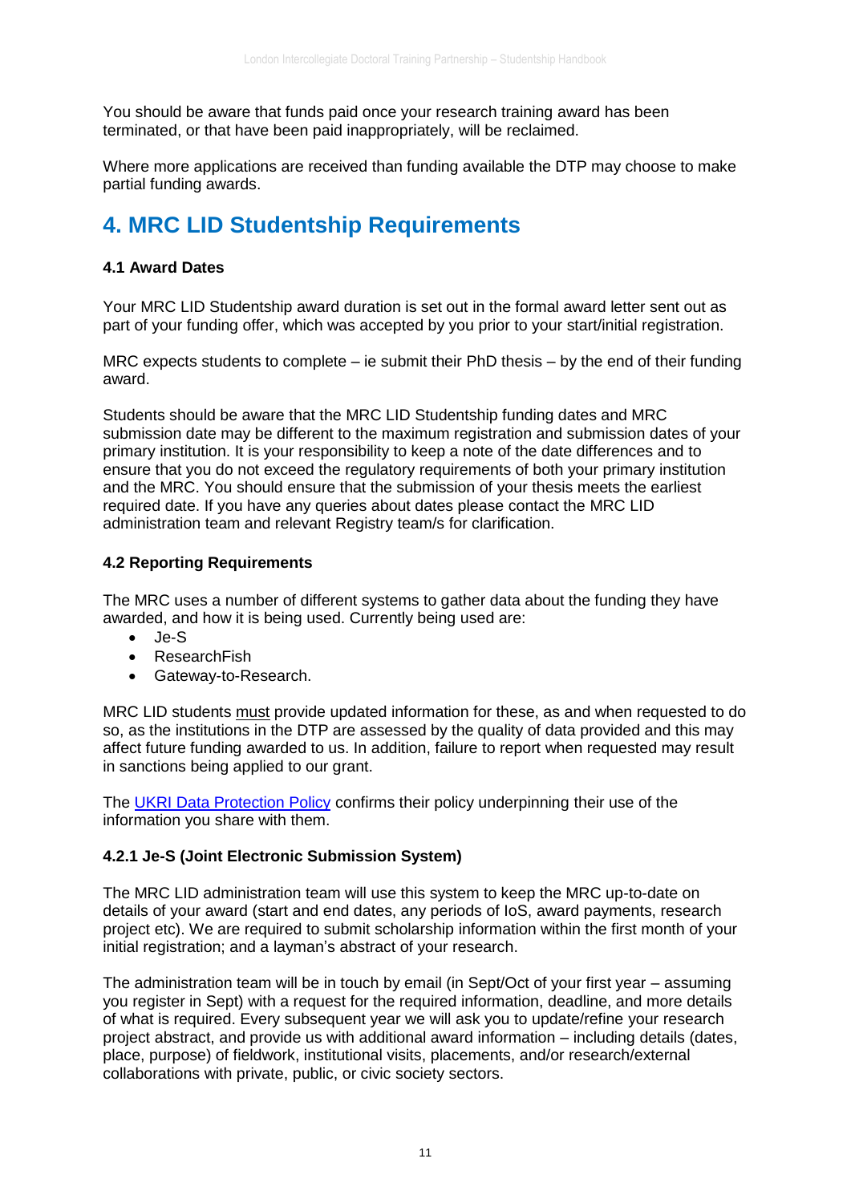You should be aware that funds paid once your research training award has been terminated, or that have been paid inappropriately, will be reclaimed.

Where more applications are received than funding available the DTP may choose to make partial funding awards.

# 4. MRC LID Studentship Requirements

### 4.1 Award Dates

Your MRC LID Studentship award duration is set out in the formal award letter sent out as part of your funding offer, which was accepted by you prior to your start/initial registration.

MRC expects students to complete – ie submit their PhD thesis – by the end of their funding award.

Students should be aware that the MRC LID Studentship funding dates and MRC submission date may be different to the maximum registration and submission dates of your primary institution. It is your responsibility to keep a note of the date differences and to ensure that you do not exceed the regulatory requirements of both your primary institution and the MRC. You should ensure that the submission of your thesis meets the earliest required date. If you have any queries about dates please contact the MRC LID administration team and relevant Registry team/s for clarification.

### 4.2 Reporting Requirements

The MRC uses a number of different systems to gather data about the funding they have awarded, and how it is being used. Currently being used are:

- Je-S
- ResearchFish
- Gateway-to-Research.

MRC LID students must provide updated information for these, as and when requested to do so, as the institutions in the DTP are assessed by the quality of data provided and this may affect future funding awarded to us. In addition, failure to report when requested may result in sanctions being applied to our grant.

The UKRI Data Protection Policy confirms their policy underpinning their use of the information you share with them.

#### 4.2.1 Je-S (Joint Electronic Submission System)

The MRC LID administration team will use this system to keep the MRC up-to-date on details of your award (start and end dates, any periods of IoS, award payments, research project etc). We are required to submit scholarship information within the first month of your initial registration; and a layman's abstract of your research.

The administration team will be in touch by email (in Sept/Oct of your first year – assuming you register in Sept) with a request for the required information, deadline, and more details of what is required. Every subsequent year we will ask you to update/refine your research project abstract, and provide us with additional award information – including details (dates, place, purpose) of fieldwork, institutional visits, placements, and/or research/external collaborations with private, public, or civic society sectors.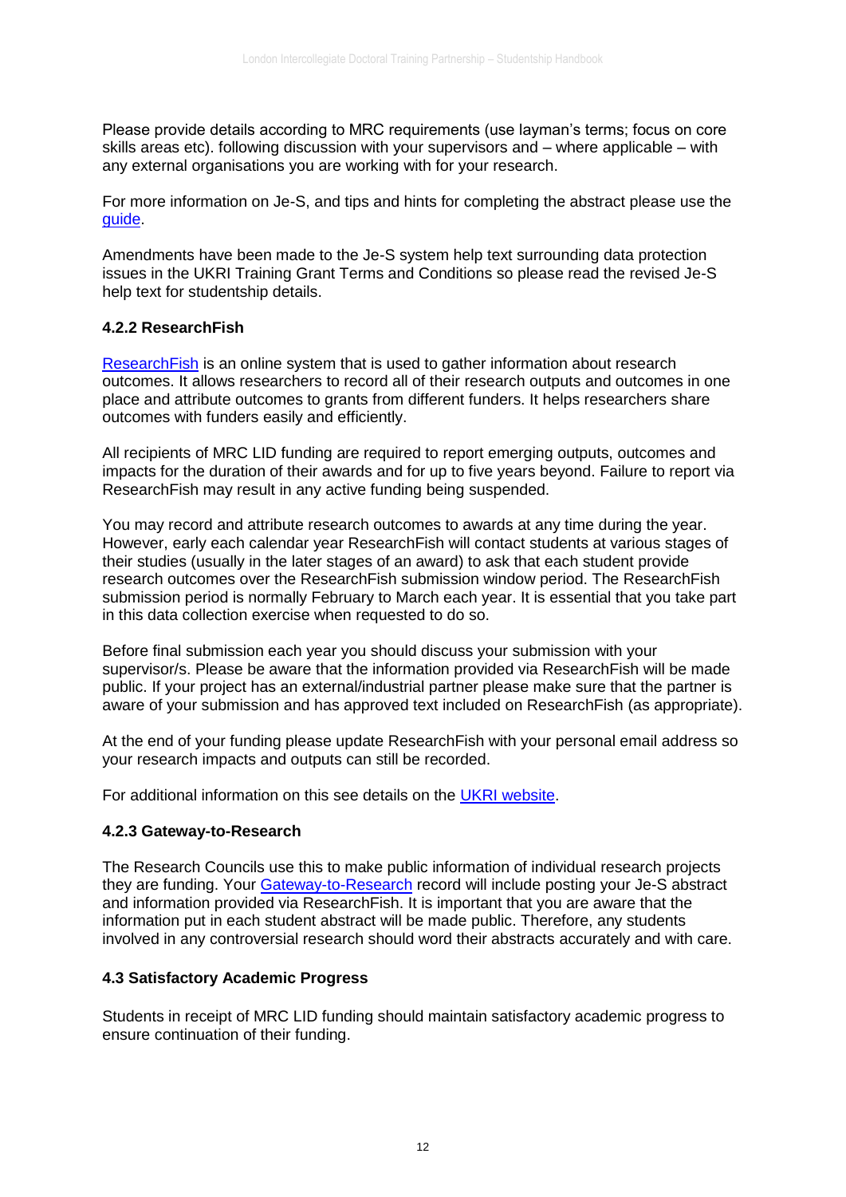Please provide details according to MRC requirements (use layman's terms; focus on core skills areas etc). following discussion with your supervisors and – where applicable – with any external organisations you are working with for your research.

For more information on Je-S, and tips and hints for completing the abstract please use the guide.

Amendments have been made to the Je-S system help text surrounding data protection issues in the UKRI Training Grant Terms and Conditions so please read the revised Je-S help text for studentship details.

### 4.2.2 ResearchFish

ResearchFish is an online system that is used to gather information about research outcomes. It allows researchers to record all of their research outputs and outcomes in one place and attribute outcomes to grants from different funders. It helps researchers share outcomes with funders easily and efficiently.

All recipients of MRC LID funding are required to report emerging outputs, outcomes and impacts for the duration of their awards and for up to five years beyond. Failure to report via ResearchFish may result in any active funding being suspended.

You may record and attribute research outcomes to awards at any time during the year. However, early each calendar year ResearchFish will contact students at various stages of their studies (usually in the later stages of an award) to ask that each student provide research outcomes over the ResearchFish submission window period. The ResearchFish submission period is normally February to March each year. It is essential that you take part in this data collection exercise when requested to do so.

Before final submission each year you should discuss your submission with your supervisor/s. Please be aware that the information provided via ResearchFish will be made public. If your project has an external/industrial partner please make sure that the partner is aware of your submission and has approved text included on ResearchFish (as appropriate).

At the end of your funding please update ResearchFish with your personal email address so your research impacts and outputs can still be recorded.

For additional information on this see details on the UKRI website.

### 4.2.3 Gateway-to-Research

The Research Councils use this to make public information of individual research projects they are funding. Your Gateway-to-Research record will include posting your Je-S abstract and information provided via ResearchFish. It is important that you are aware that the information put in each student abstract will be made public. Therefore, any students involved in any controversial research should word their abstracts accurately and with care.

## 4.3 Satisfactory Academic Progress

Students in receipt of MRC LID funding should maintain satisfactory academic progress to ensure continuation of their funding.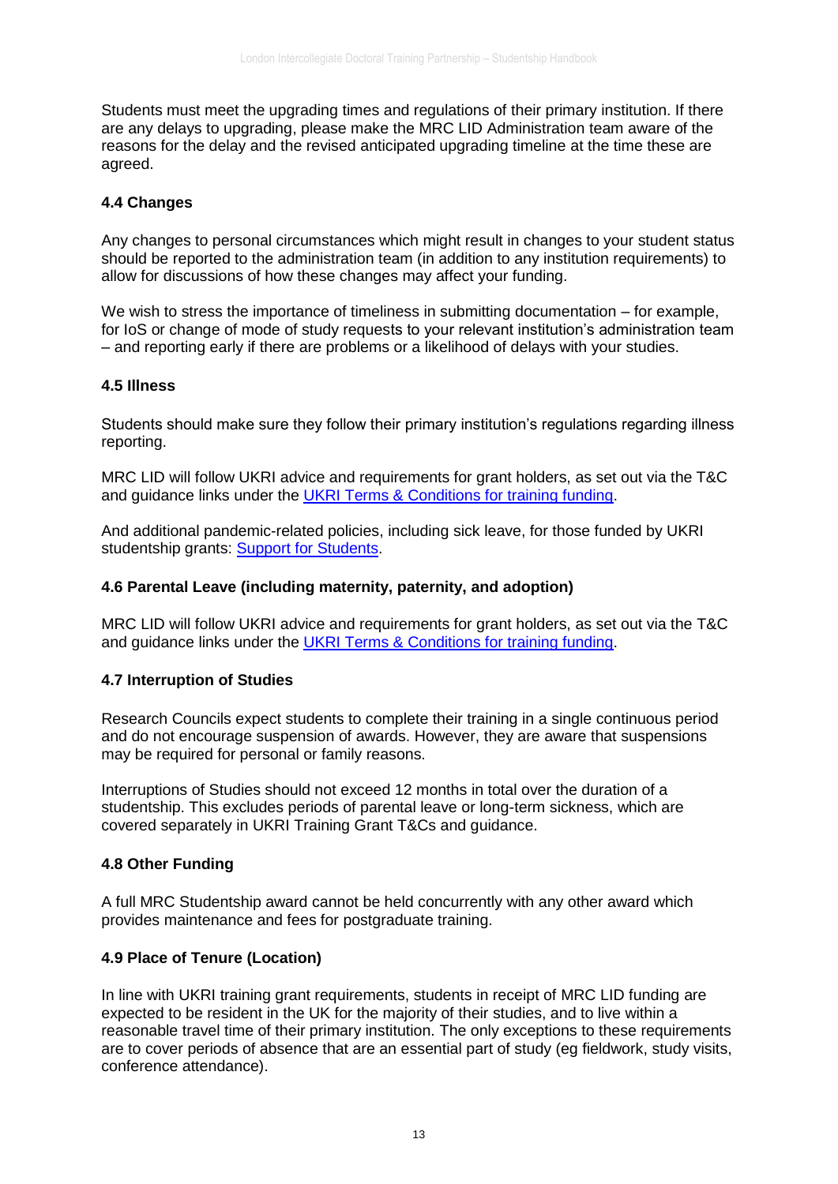Students must meet the upgrading times and regulations of their primary institution. If there are any delays to upgrading, please make the MRC LID Administration team aware of the reasons for the delay and the revised anticipated upgrading timeline at the time these are agreed.

### 4.4 Changes

Any changes to personal circumstances which might result in changes to your student status should be reported to the administration team (in addition to any institution requirements) to allow for discussions of how these changes may affect your funding.

We wish to stress the importance of timeliness in submitting documentation – for example, for IoS or change of mode of study requests to your relevant institution's administration team – and reporting early if there are problems or a likelihood of delays with your studies.

### 4.5 Illness

Students should make sure they follow their primary institution's regulations regarding illness reporting.

MRC LID will follow UKRI advice and requirements for grant holders, as set out via the T&C and guidance links under the [UKRI Terms & Conditions for training funding](UKRI Terms & Conditions for training funding).

And additional pandemic-related policies, including sick leave, for those funded by UKRI studentship grants: [Support for Students](Support for Students).

### 4.6 Parental Leave (including maternity, paternity, and adoption)

MRC LID will follow UKRI advice and requirements for grant holders, as set out via the T&C and guidance links under the [UKRI Terms & Conditions for training funding](UKRI Terms & Conditions for training funding).

### 4.7 Interruption of Studies

Research Councils expect students to complete their training in a single continuous period and do not encourage suspension of awards. However, they are aware that suspensions may be required for personal or family reasons.

Interruptions of Studies should not exceed 12 months in total over the duration of a studentship. This excludes periods of parental leave or long-term sickness, which are covered separately in UKRI Training Grant T&Cs and guidance.

### 4.8 Other Funding

A full MRC Studentship award cannot be held concurrently with any other award which provides maintenance and fees for postgraduate training.

### 4.9 Place of Tenure (Location)

In line with UKRI training grant requirements, students in receipt of MRC LID funding are expected to be resident in the UK for the majority of their studies, and to live within a reasonable travel time of their primary institution. The only exceptions to these requirements are to cover periods of absence that are an essential part of study (eg fieldwork, study visits, conference attendance).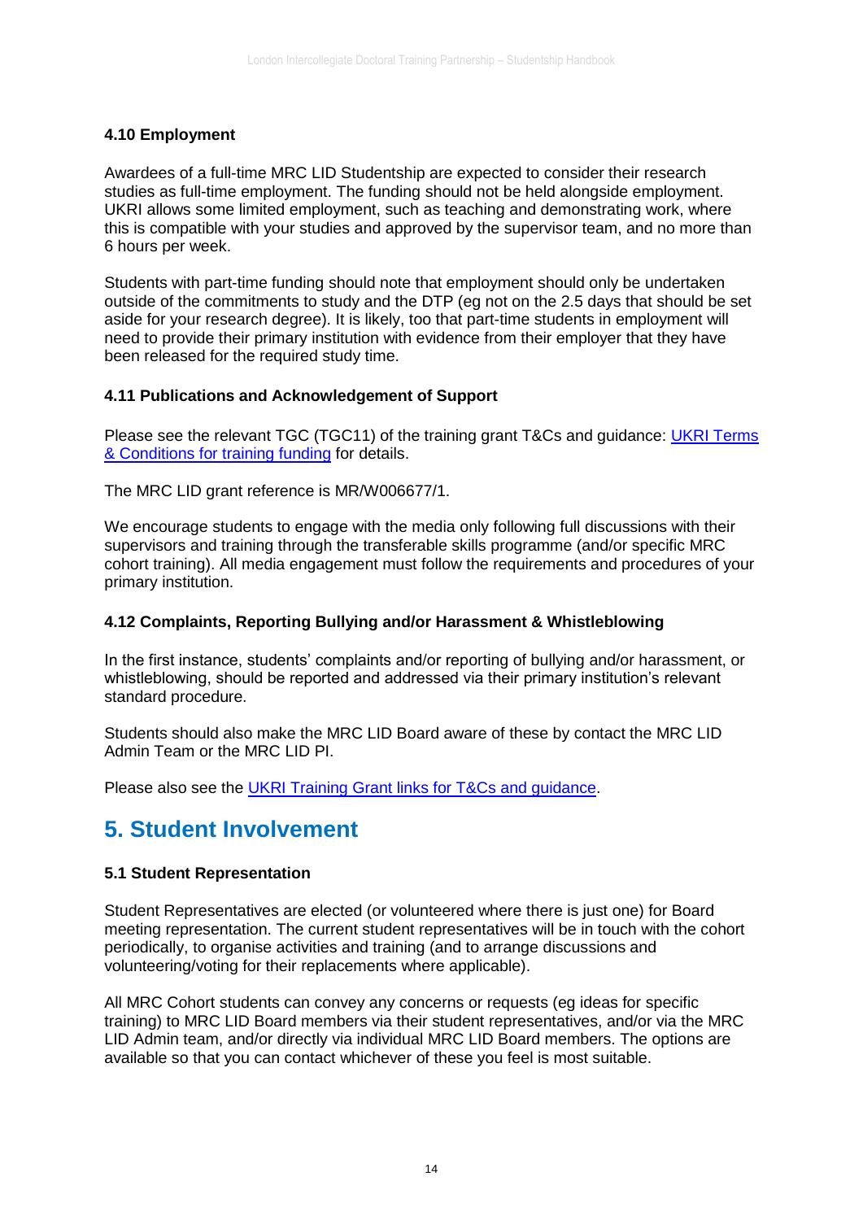#### 4.10 Employment

Awardees of a full-time MRC LID Studentship are expected to consider their research studies as full-time employment. The funding should not be held alongside employment. UKRI allows some limited employment, such as teaching and demonstrating work, where this is compatible with your studies and approved by the supervisor team, and no more than 6 hours per week.

Students with part-time funding should note that employment should only be undertaken outside of the commitments to study and the DTP (eg not on the 2.5 days that should be set aside for your research degree). It is likely, too that part-time students in employment will need to provide their primary institution with evidence from their employer that they have been released for the required study time.

#### 4.11 Publications and Acknowledgement of Support

Please see the relevant TGC (TGC11) of the training grant T&Cs and guidance: [UKRI Terms & Conditions for training funding] for details.

The MRC LID grant reference is MR/W006677/1.

We encourage students to engage with the media only following full discussions with their supervisors and training through the transferable skills programme (and/or specific MRC cohort training). All media engagement must follow the requirements and procedures of your primary institution.

#### 4.12 Complaints, Reporting Bullying and/or Harassment & Whistleblowing

In the first instance, students' complaints and/or reporting of bullying and/or harassment, or whistleblowing, should be reported and addressed via their primary institution's relevant standard procedure.

Students should also make the MRC LID Board aware of these by contact the MRC LID Admin Team or the MRC LID PI.

Please also see the [UKRI Training Grant links for T&Cs and guidance].

## 5. Student Involvement

#### 5.1 Student Representation

Student Representatives are elected (or volunteered where there is just one) for Board meeting representation. The current student representatives will be in touch with the cohort periodically, to organise activities and training (and to arrange discussions and volunteering/voting for their replacements where applicable).

All MRC Cohort students can convey any concerns or requests (eg ideas for specific training) to MRC LID Board members via their student representatives, and/or via the MRC LID Admin team, and/or directly via individual MRC LID Board members. The options are available so that you can contact whichever of these you feel is most suitable.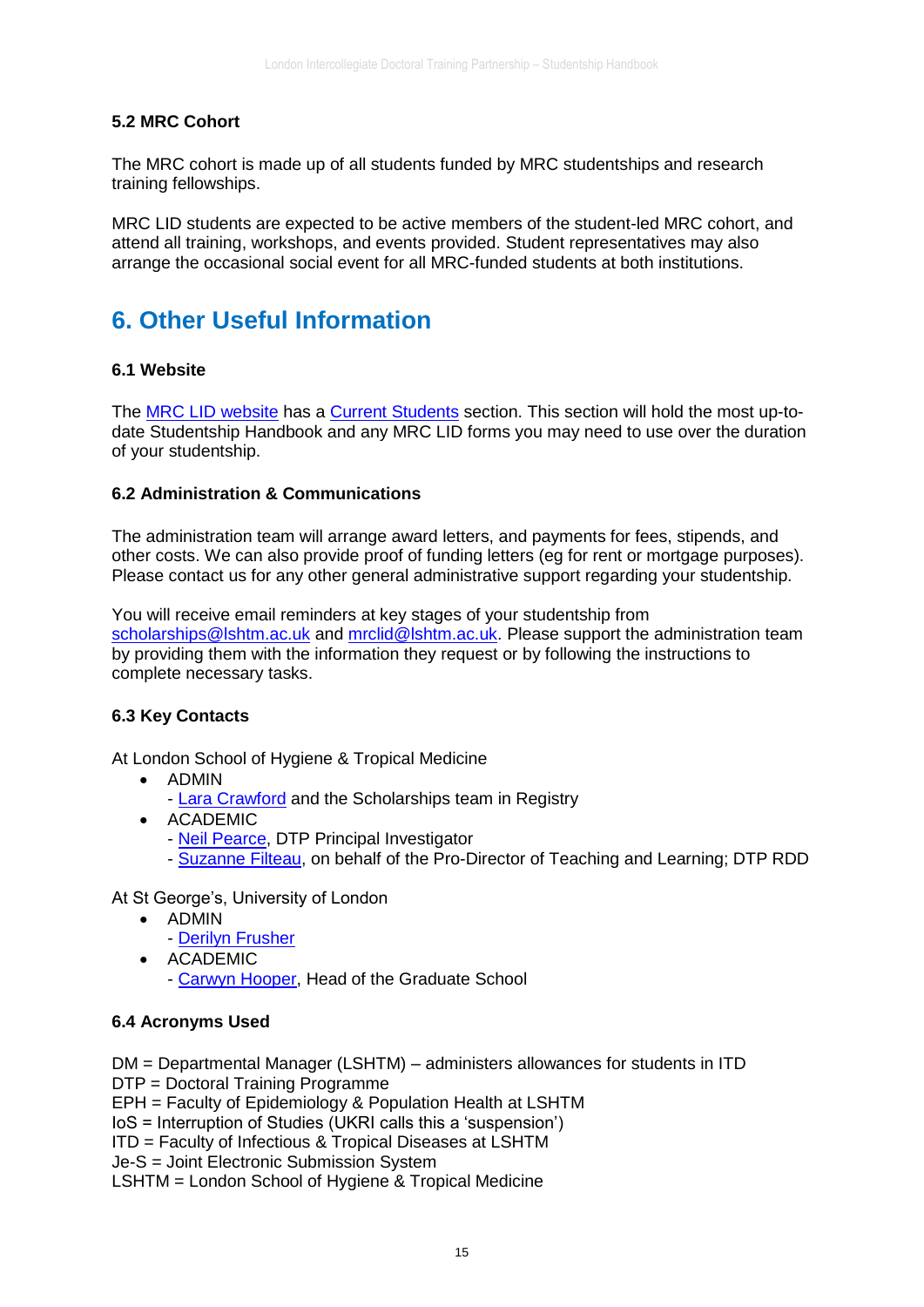### 5.2 MRC Cohort

The MRC cohort is made up of all students funded by MRC studentships and research training fellowships.

MRC LID students are expected to be active members of the student-led MRC cohort, and attend all training, workshops, and events provided. Student representatives may also arrange the occasional social event for all MRC-funded students at both institutions.

## 6. Other Useful Information

### 6.1 Website

The MRC LID website has a Current Students section. This section will hold the most up-to-date Studentship Handbook and any MRC LID forms you may need to use over the duration of your studentship.

### 6.2 Administration & Communications

The administration team will arrange award letters, and payments for fees, stipends, and other costs. We can also provide proof of funding letters (eg for rent or mortgage purposes). Please contact us for any other general administrative support regarding your studentship.

You will receive email reminders at key stages of your studentship from scholarships@lshtm.ac.uk and mrclid@lshtm.ac.uk. Please support the administration team by providing them with the information they request or by following the instructions to complete necessary tasks.

### 6.3 Key Contacts

At London School of Hygiene & Tropical Medicine

- ADMIN
  - Lara Crawford and the Scholarships team in Registry
- ACADEMIC
  - Neil Pearce, DTP Principal Investigator
  - Suzanne Filteau, on behalf of the Pro-Director of Teaching and Learning; DTP RDD

At St George's, University of London

- ADMIN
  - Derilyn Frusher
- ACADEMIC
  - Carwyn Hooper, Head of the Graduate School

### 6.4 Acronyms Used

DM = Departmental Manager (LSHTM) – administers allowances for students in ITD
DTP = Doctoral Training Programme
EPH = Faculty of Epidemiology & Population Health at LSHTM
IoS = Interruption of Studies (UKRI calls this a 'suspension')
ITD = Faculty of Infectious & Tropical Diseases at LSHTM
Je-S = Joint Electronic Submission System
LSHTM = London School of Hygiene & Tropical Medicine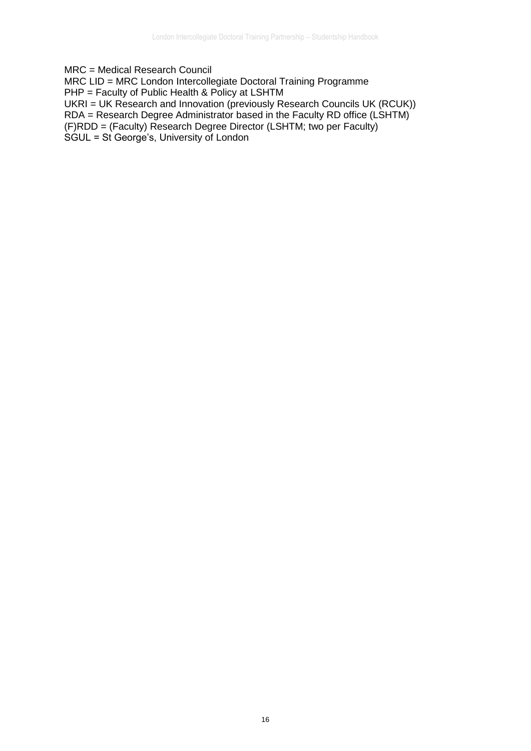MRC = Medical Research Council
MRC LID = MRC London Intercollegiate Doctoral Training Programme
PHP = Faculty of Public Health & Policy at LSHTM
UKRI = UK Research and Innovation (previously Research Councils UK (RCUK))
RDA = Research Degree Administrator based in the Faculty RD office (LSHTM)
(F)RDD = (Faculty) Research Degree Director (LSHTM; two per Faculty)
SGUL = St George's, University of London